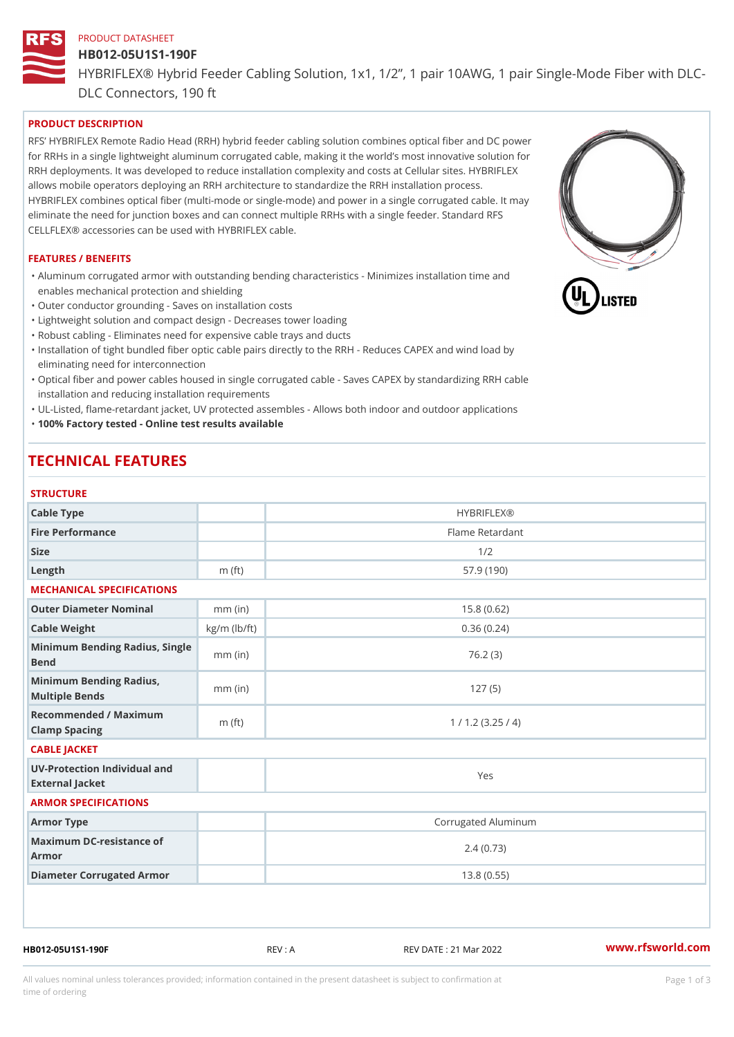PRODUCT DATASHEET

# HB012-05U1S1-190F

HYBRIFLEX® Hybrid Feeder Cabling Solution, 1x1, 1/2”, 1 pair 10AWG, 1 pair Single-Mode Fiber with DLC-DLC Connectors, 190 ft

## PRODUCT DESCRIPTION

RFS’ HYBRIFLEX Remote Radio Head (RRH) hybrid feeder cabling solution combines optical fiber and DC power for RRHs in a single lightweight aluminum corrugated cable, making it the world’s most innovative solution for RRH deployments. It was developed to reduce installation complexity and costs at Cellular sites. HYBRIFLEX allows mobile operators deploying an RRH architecture to standardize the RRH installation process. HYBRIFLEX combines optical fiber (multi-mode or single-mode) and power in a single corrugated cable. It may eliminate the need for junction boxes and can connect multiple RRHs with a single feeder. Standard RFS CELLFLEX® accessories can be used with HYBRIFLEX cable.

## FEATURES / BENEFITS

- Aluminum corrugated armor with outstanding bending characteristics - Minimizes installation time and enables mechanical protection and shielding
- Outer conductor grounding - Saves on installation costs
- Lightweight solution and compact design - Decreases tower loading
- Robust cabling - Eliminates need for expensive cable trays and ducts
- Installation of tight bundled fiber optic cable pairs directly to the RRH - Reduces CAPEX and wind load by eliminating need for interconnection
- Optical fiber and power cables housed in single corrugated cable - Saves CAPEX by standardizing RRH cable installation and reducing installation requirements
- UL-Listed, flame-retardant jacket, UV protected assembles - Allows both indoor and outdoor applications
- **100% Factory tested - Online test results available**

# TECHNICAL FEATURES

### STRUCTURE

| | | |
|---|---|---|
| Cable Type | | HYBRIFLEX® |
| Fire Performance | | Flame Retardant |
| Size | | 1/2 |
| Length | m (ft) | 57.9 (190) |

### MECHANICAL SPECIFICATIONS

| | | |
|---|---|---|
| Outer Diameter Nominal | mm (in) | 15.8 (0.62) |
| Cable Weight | kg/m (lb/ft) | 0.36 (0.24) |
| Minimum Bending Radius, Single Bend | mm (in) | 76.2 (3) |
| Minimum Bending Radius, Multiple Bends | mm (in) | 127 (5) |
| Recommended / Maximum Clamp Spacing | m (ft) | 1 / 1.2 (3.25 / 4) |

### CABLE JACKET

| | | |
|---|---|---|
| UV-Protection Individual and External Jacket | | Yes |

### ARMOR SPECIFICATIONS

| | | |
|---|---|---|
| Armor Type | | Corrugated Aluminum |
| Maximum DC-resistance of Armor | | 2.4 (0.73) |
| Diameter Corrugated Armor | | 13.8 (0.55) |

HB012-05U1S1-190F REV : A REV DATE : 21 Mar 2022 www.rfsworld.com

All values nominal unless tolerances provided; information contained in the present datasheet is subject to confirmation at time of ordering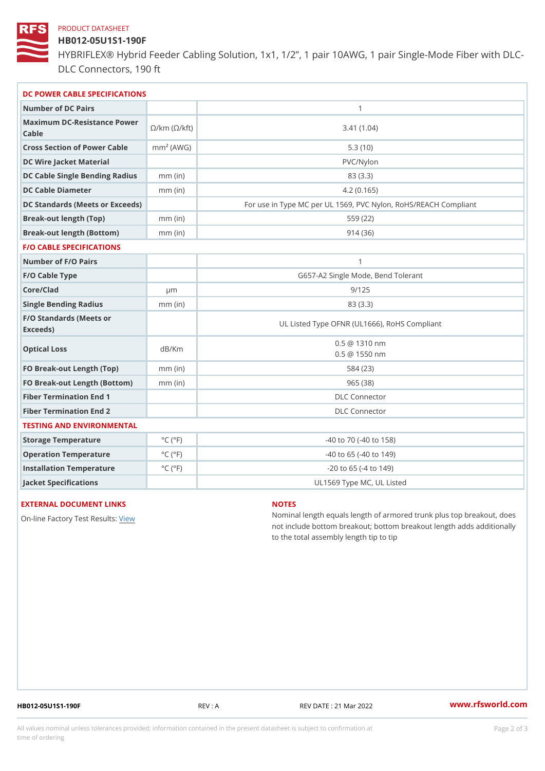PRODUCT DATASHEET

# HB012-05U1S1-190F

HYBRIFLEX® Hybrid Feeder Cabling Solution, 1x1, 1/2”, 1 pair 10AWG, 1 pair Single-Mode Fiber with DLC-DLC Connectors, 190 ft

## DC POWER CABLE SPECIFICATIONS

| | | |
|---|---|---|
| Number of DC Pairs | | 1 |
| Maximum DC-Resistance Power Cable | Ω/km (Ω/kft) | 3.41 (1.04) |
| Cross Section of Power Cable | $mm^2$ (AWG) | 5.3 (10) |
| DC Wire Jacket Material | | PVC/Nylon |
| DC Cable Single Bending Radius | mm (in) | 83 (3.3) |
| DC Cable Diameter | mm (in) | 4.2 (0.165) |
| DC Standards (Meets or Exceeds) | | For use in Type MC per UL 1569, PVC Nylon, RoHS/REACH Compliant |
| Break-out length (Top) | mm (in) | 559 (22) |
| Break-out length (Bottom) | mm (in) | 914 (36) |

## F/O CABLE SPECIFICATIONS

| | | |
|---|---|---|
| Number of F/O Pairs | | 1 |
| F/O Cable Type | | G657-A2 Single Mode, Bend Tolerant |
| Core/Clad | μm | 9/125 |
| Single Bending Radius | mm (in) | 83 (3.3) |
| F/O Standards (Meets or Exceeds) | | UL Listed Type OFNR (UL1666), RoHS Compliant |
| Optical Loss | dB/Km | 0.5 @ 1310 nm<br>0.5 @ 1550 nm |
| FO Break-out Length (Top) | mm (in) | 584 (23) |
| FO Break-out Length (Bottom) | mm (in) | 965 (38) |
| Fiber Termination End 1 | | DLC Connector |
| Fiber Termination End 2 | | DLC Connector |

## TESTING AND ENVIRONMENTAL

| | | |
|---|---|---|
| Storage Temperature | °C (°F) | -40 to 70 (-40 to 158) |
| Operation Temperature | °C (°F) | -40 to 65 (-40 to 149) |
| Installation Temperature | °C (°F) | -20 to 65 (-4 to 149) |
| Jacket Specifications | | UL1569 Type MC, UL Listed |

## EXTERNAL DOCUMENT LINKS

On-line Factory Test Results: View

## NOTES

Nominal length equals length of armored trunk plus top breakout, does not include bottom breakout; bottom breakout length adds additionally to the total assembly length tip to tip

HB012-05U1S1-190F REV : A REV DATE : 21 Mar 2022 www.rfsworld.com

All values nominal unless tolerances provided; information contained in the present datasheet is subject to confirmation at time of ordering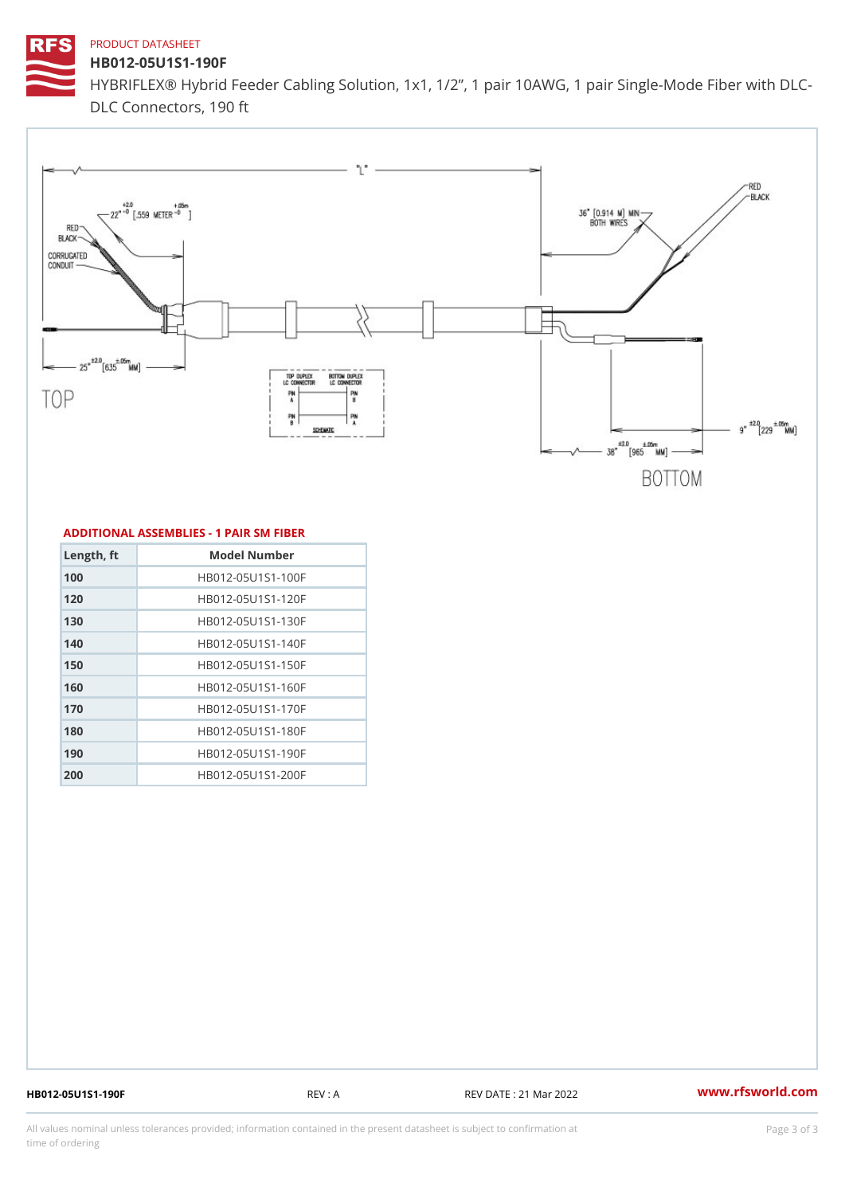PRODUCT DATASHEET

# HB012-05U1S1-190F

HYBRIFLEX® Hybrid Feeder Cabling Solution, 1x1, 1/2”, 1 pair 10AWG, 1 pair Single-Mode Fiber with DLC-DLC Connectors, 190 ft

"L"

22" +2.0/-0 [.559 METER +.05m/-0 ]

RED
BLACK

CORRUGATED
CONDUIT

25" ±2.0 [635 ±.05m MM]

TOP

TOP DUPLEX LC CONNECTOR

BOTTOM DUPLEX LC CONNECTOR

PIN A

PIN B

PIN B

PIN A

SCHEMATIC

36" [0.914 M] MIN BOTH WIRES

RED
BLACK

9" ±2.0 [229 ±.05m MM]

38" ±2.0 [965 ±.05m MM]

BOTTOM

## ADDITIONAL ASSEMBLIES - 1 PAIR SM FIBER

| Length, ft | Model Number |
| --- | --- |
| 100 | HB012-05U1S1-100F |
| 120 | HB012-05U1S1-120F |
| 130 | HB012-05U1S1-130F |
| 140 | HB012-05U1S1-140F |
| 150 | HB012-05U1S1-150F |
| 160 | HB012-05U1S1-160F |
| 170 | HB012-05U1S1-170F |
| 180 | HB012-05U1S1-180F |
| 190 | HB012-05U1S1-190F |
| 200 | HB012-05U1S1-200F |

HB012-05U1S1-190F REV : A REV DATE : 21 Mar 2022 www.rfsworld.com

All values nominal unless tolerances provided; information contained in the present datasheet is subject to confirmation at time of ordering